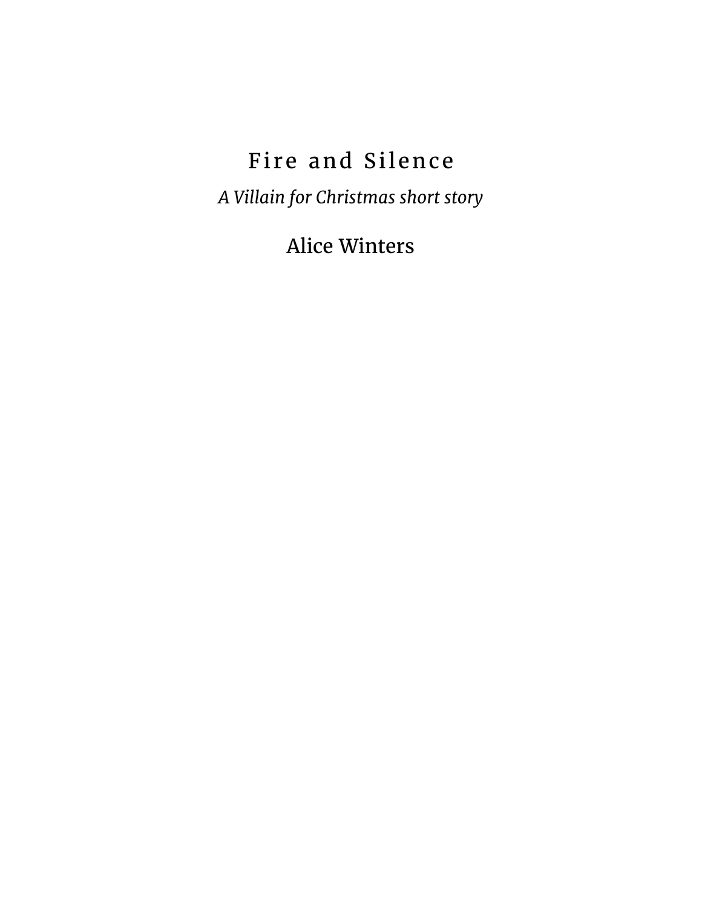# Fire and Silence

*A Villain for Christmas short story*

Alice Winters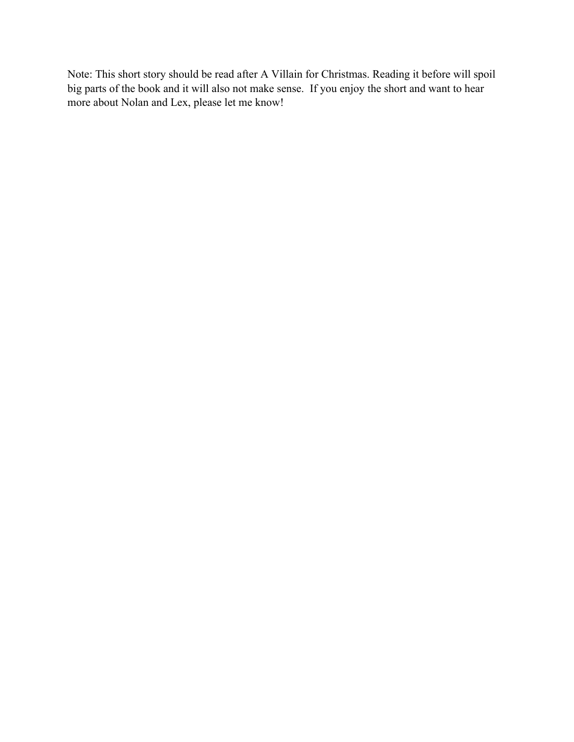Note: This short story should be read after A Villain for Christmas. Reading it before will spoil big parts of the book and it will also not make sense.  If you enjoy the short and want to hear more about Nolan and Lex, please let me know!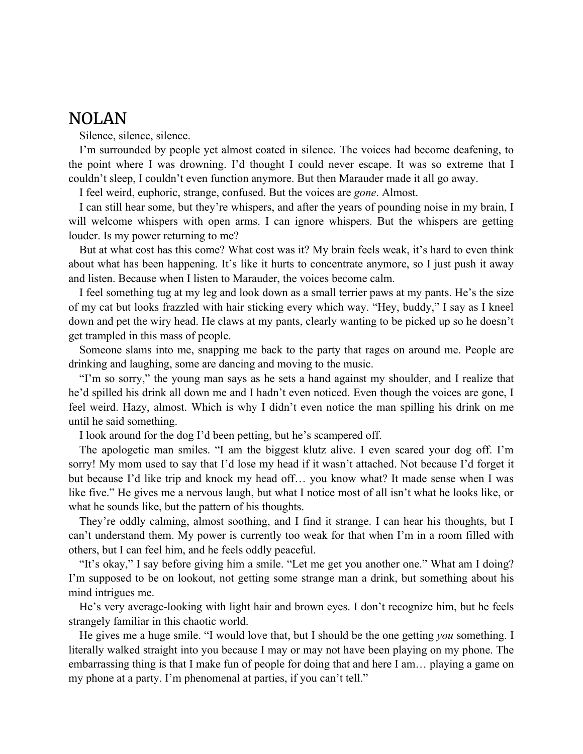## NOLAN

Silence, silence, silence.

I'm surrounded by people yet almost coated in silence. The voices had become deafening, to the point where I was drowning. I'd thought I could never escape. It was so extreme that I couldn't sleep, I couldn't even function anymore. But then Marauder made it all go away.

I feel weird, euphoric, strange, confused. But the voices are *gone*. Almost.

I can still hear some, but they're whispers, and after the years of pounding noise in my brain, I will welcome whispers with open arms. I can ignore whispers. But the whispers are getting louder. Is my power returning to me?

But at what cost has this come? What cost was it? My brain feels weak, it's hard to even think about what has been happening. It's like it hurts to concentrate anymore, so I just push it away and listen. Because when I listen to Marauder, the voices become calm.

I feel something tug at my leg and look down as a small terrier paws at my pants. He's the size of my cat but looks frazzled with hair sticking every which way. "Hey, buddy," I say as I kneel down and pet the wiry head. He claws at my pants, clearly wanting to be picked up so he doesn't get trampled in this mass of people.

Someone slams into me, snapping me back to the party that rages on around me. People are drinking and laughing, some are dancing and moving to the music.

"I'm so sorry," the young man says as he sets a hand against my shoulder, and I realize that he'd spilled his drink all down me and I hadn't even noticed. Even though the voices are gone, I feel weird. Hazy, almost. Which is why I didn't even notice the man spilling his drink on me until he said something.

I look around for the dog I'd been petting, but he's scampered off.

The apologetic man smiles. "I am the biggest klutz alive. I even scared your dog off. I'm sorry! My mom used to say that I'd lose my head if it wasn't attached. Not because I'd forget it but because I'd like trip and knock my head off… you know what? It made sense when I was like five." He gives me a nervous laugh, but what I notice most of all isn't what he looks like, or what he sounds like, but the pattern of his thoughts.

They're oddly calming, almost soothing, and I find it strange. I can hear his thoughts, but I can't understand them. My power is currently too weak for that when I'm in a room filled with others, but I can feel him, and he feels oddly peaceful.

"It's okay," I say before giving him a smile. "Let me get you another one." What am I doing? I'm supposed to be on lookout, not getting some strange man a drink, but something about his mind intrigues me.

He's very average-looking with light hair and brown eyes. I don't recognize him, but he feels strangely familiar in this chaotic world.

He gives me a huge smile. "I would love that, but I should be the one getting *you* something. I literally walked straight into you because I may or may not have been playing on my phone. The embarrassing thing is that I make fun of people for doing that and here I am… playing a game on my phone at a party. I'm phenomenal at parties, if you can't tell."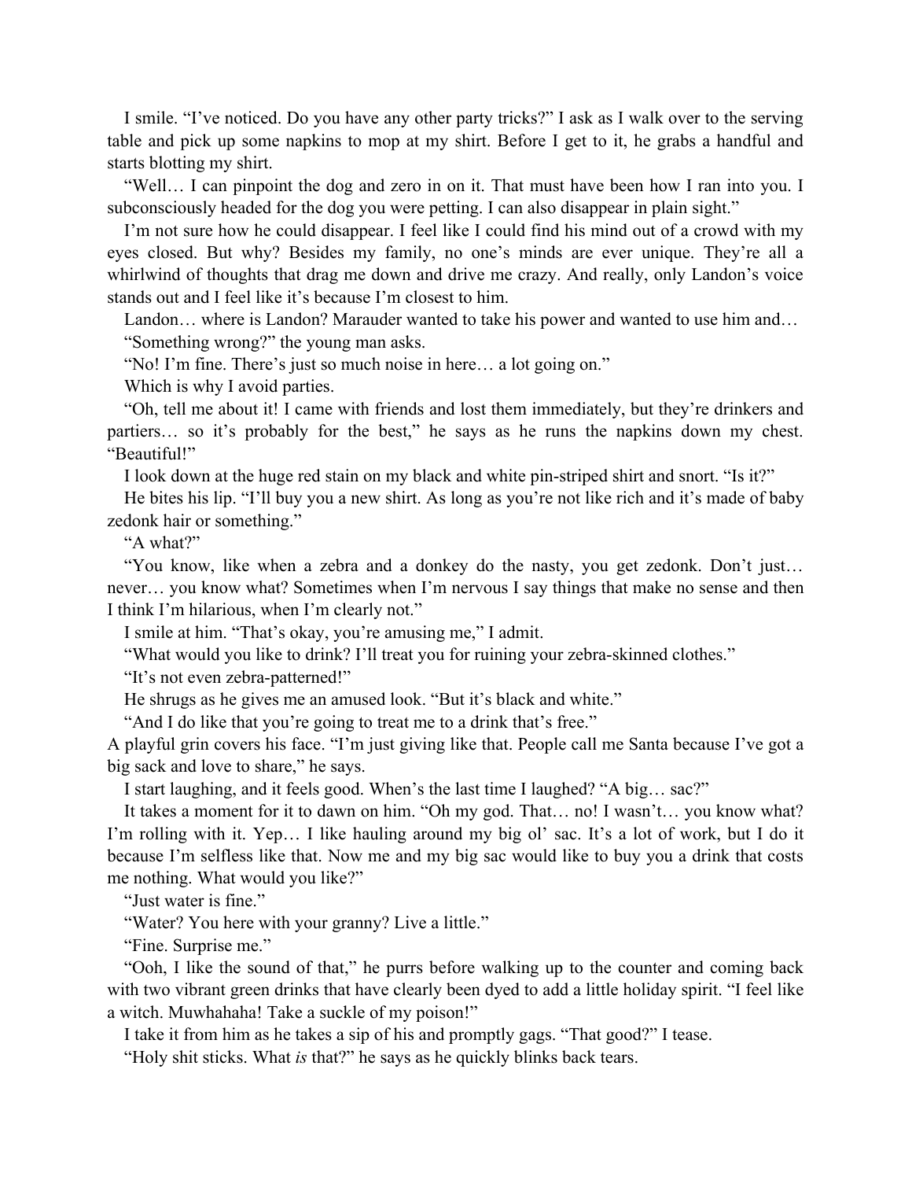I smile. "I've noticed. Do you have any other party tricks?" I ask as I walk over to the serving table and pick up some napkins to mop at my shirt. Before I get to it, he grabs a handful and starts blotting my shirt.

"Well… I can pinpoint the dog and zero in on it. That must have been how I ran into you. I subconsciously headed for the dog you were petting. I can also disappear in plain sight."

I'm not sure how he could disappear. I feel like I could find his mind out of a crowd with my eyes closed. But why? Besides my family, no one's minds are ever unique. They're all a whirlwind of thoughts that drag me down and drive me crazy. And really, only Landon's voice stands out and I feel like it's because I'm closest to him.

Landon… where is Landon? Marauder wanted to take his power and wanted to use him and…

"Something wrong?" the young man asks.

"No! I'm fine. There's just so much noise in here… a lot going on."

Which is why I avoid parties.

"Oh, tell me about it! I came with friends and lost them immediately, but they're drinkers and partiers… so it's probably for the best," he says as he runs the napkins down my chest. "Beautiful!"

I look down at the huge red stain on my black and white pin-striped shirt and snort. "Is it?"

He bites his lip. "I'll buy you a new shirt. As long as you're not like rich and it's made of baby zedonk hair or something."

"A what?"

"You know, like when a zebra and a donkey do the nasty, you get zedonk. Don't just… never… you know what? Sometimes when I'm nervous I say things that make no sense and then I think I'm hilarious, when I'm clearly not."

I smile at him. "That's okay, you're amusing me," I admit.

"What would you like to drink? I'll treat you for ruining your zebra-skinned clothes."

"It's not even zebra-patterned!"

He shrugs as he gives me an amused look. "But it's black and white."

"And I do like that you're going to treat me to a drink that's free."

A playful grin covers his face. "I'm just giving like that. People call me Santa because I've got a big sack and love to share," he says.

I start laughing, and it feels good. When's the last time I laughed? "A big… sac?"

It takes a moment for it to dawn on him. "Oh my god. That… no! I wasn't… you know what? I'm rolling with it. Yep… I like hauling around my big ol' sac. It's a lot of work, but I do it because I'm selfless like that. Now me and my big sac would like to buy you a drink that costs me nothing. What would you like?"

"Just water is fine."

"Water? You here with your granny? Live a little."

"Fine. Surprise me."

"Ooh, I like the sound of that," he purrs before walking up to the counter and coming back with two vibrant green drinks that have clearly been dyed to add a little holiday spirit. "I feel like a witch. Muwhahaha! Take a suckle of my poison!"

I take it from him as he takes a sip of his and promptly gags. "That good?" I tease.

"Holy shit sticks. What *is* that?" he says as he quickly blinks back tears.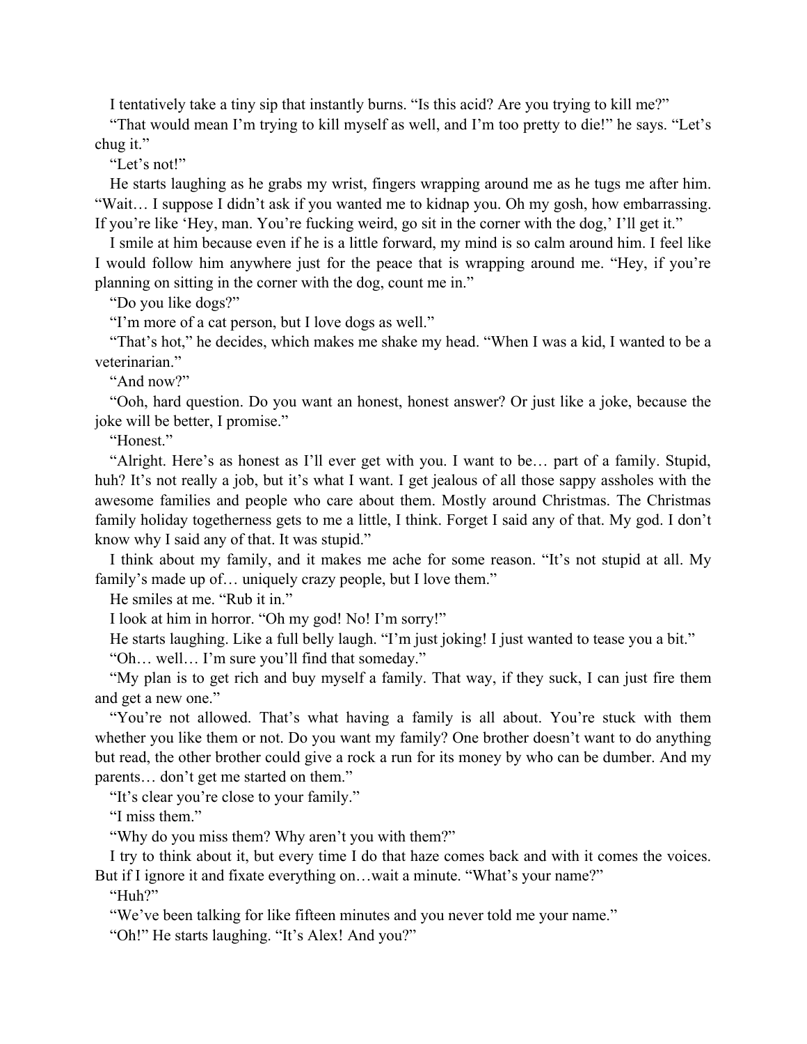I tentatively take a tiny sip that instantly burns. "Is this acid? Are you trying to kill me?"

"That would mean I'm trying to kill myself as well, and I'm too pretty to die!" he says. "Let's chug it."

"Let's not!"

He starts laughing as he grabs my wrist, fingers wrapping around me as he tugs me after him. "Wait… I suppose I didn't ask if you wanted me to kidnap you. Oh my gosh, how embarrassing. If you're like 'Hey, man. You're fucking weird, go sit in the corner with the dog,' I'll get it."

I smile at him because even if he is a little forward, my mind is so calm around him. I feel like I would follow him anywhere just for the peace that is wrapping around me. "Hey, if you're planning on sitting in the corner with the dog, count me in."

"Do you like dogs?"

"I'm more of a cat person, but I love dogs as well."

"That's hot," he decides, which makes me shake my head. "When I was a kid, I wanted to be a veterinarian."

"And now?"

"Ooh, hard question. Do you want an honest, honest answer? Or just like a joke, because the joke will be better, I promise."

"Honest."

"Alright. Here's as honest as I'll ever get with you. I want to be… part of a family. Stupid, huh? It's not really a job, but it's what I want. I get jealous of all those sappy assholes with the awesome families and people who care about them. Mostly around Christmas. The Christmas family holiday togetherness gets to me a little, I think. Forget I said any of that. My god. I don't know why I said any of that. It was stupid."

I think about my family, and it makes me ache for some reason. "It's not stupid at all. My family's made up of… uniquely crazy people, but I love them."

He smiles at me. "Rub it in."

I look at him in horror. "Oh my god! No! I'm sorry!"

He starts laughing. Like a full belly laugh. "I'm just joking! I just wanted to tease you a bit."

"Oh… well… I'm sure you'll find that someday."

"My plan is to get rich and buy myself a family. That way, if they suck, I can just fire them and get a new one."

"You're not allowed. That's what having a family is all about. You're stuck with them whether you like them or not. Do you want my family? One brother doesn't want to do anything but read, the other brother could give a rock a run for its money by who can be dumber. And my parents… don't get me started on them."

"It's clear you're close to your family."

"I miss them."

"Why do you miss them? Why aren't you with them?"

I try to think about it, but every time I do that haze comes back and with it comes the voices. But if I ignore it and fixate everything on…wait a minute. "What's your name?"

"Huh?"

"We've been talking for like fifteen minutes and you never told me your name."

"Oh!" He starts laughing. "It's Alex! And you?"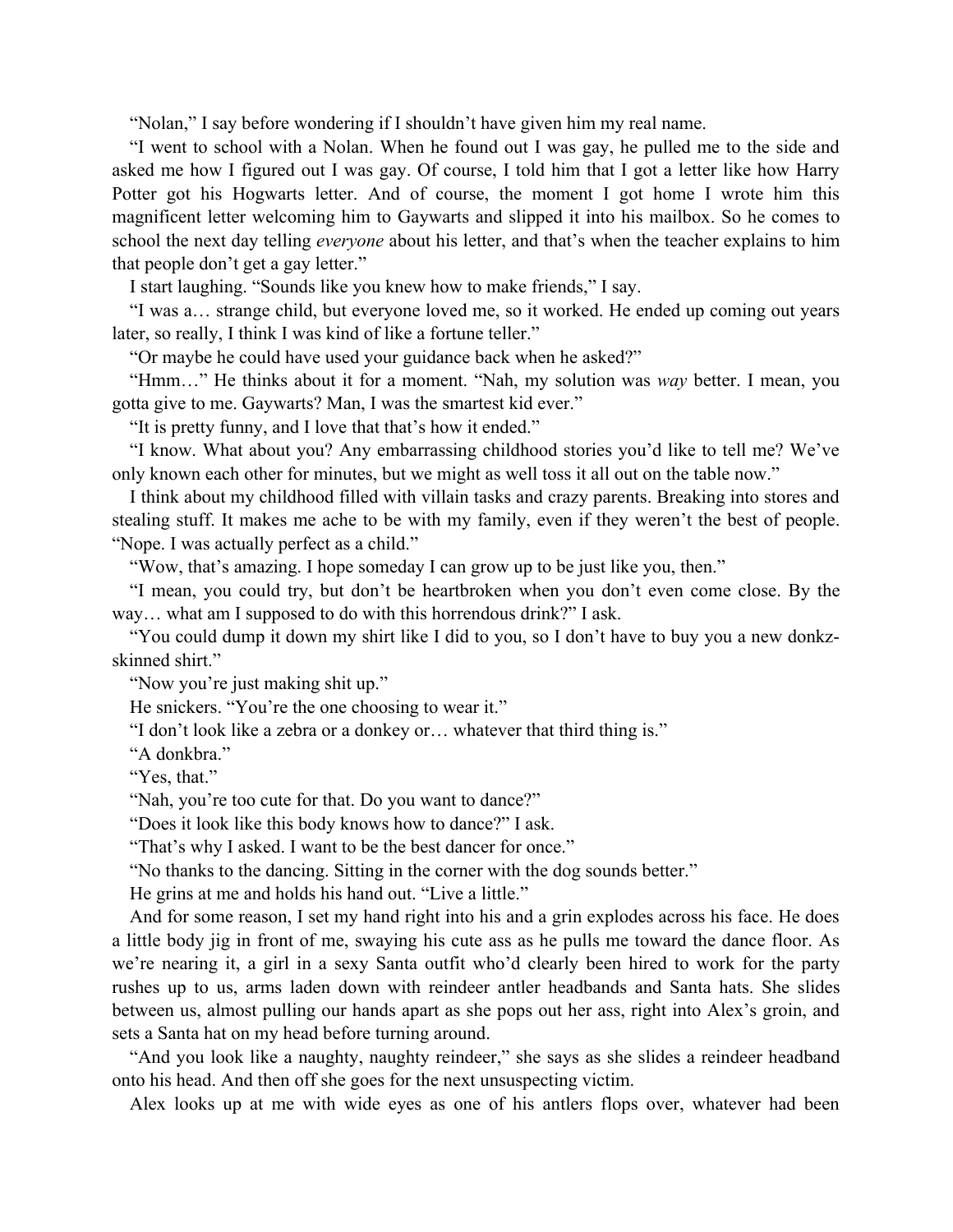"Nolan," I say before wondering if I shouldn't have given him my real name.

"I went to school with a Nolan. When he found out I was gay, he pulled me to the side and asked me how I figured out I was gay. Of course, I told him that I got a letter like how Harry Potter got his Hogwarts letter. And of course, the moment I got home I wrote him this magnificent letter welcoming him to Gaywarts and slipped it into his mailbox. So he comes to school the next day telling *everyone* about his letter, and that's when the teacher explains to him that people don't get a gay letter."

I start laughing. "Sounds like you knew how to make friends," I say.

"I was a… strange child, but everyone loved me, so it worked. He ended up coming out years later, so really, I think I was kind of like a fortune teller."

"Or maybe he could have used your guidance back when he asked?"

"Hmm…" He thinks about it for a moment. "Nah, my solution was *way* better. I mean, you gotta give to me. Gaywarts? Man, I was the smartest kid ever."

"It is pretty funny, and I love that that's how it ended."

"I know. What about you? Any embarrassing childhood stories you'd like to tell me? We've only known each other for minutes, but we might as well toss it all out on the table now."

I think about my childhood filled with villain tasks and crazy parents. Breaking into stores and stealing stuff. It makes me ache to be with my family, even if they weren't the best of people. "Nope. I was actually perfect as a child."

"Wow, that's amazing. I hope someday I can grow up to be just like you, then."

"I mean, you could try, but don't be heartbroken when you don't even come close. By the way… what am I supposed to do with this horrendous drink?" I ask.

"You could dump it down my shirt like I did to you, so I don't have to buy you a new donkz-skinned shirt."

"Now you're just making shit up."

He snickers. "You're the one choosing to wear it."

"I don't look like a zebra or a donkey or… whatever that third thing is."

"A donkbra."

"Yes, that."

"Nah, you're too cute for that. Do you want to dance?"

"Does it look like this body knows how to dance?" I ask.

"That's why I asked. I want to be the best dancer for once."

"No thanks to the dancing. Sitting in the corner with the dog sounds better."

He grins at me and holds his hand out. "Live a little."

And for some reason, I set my hand right into his and a grin explodes across his face. He does a little body jig in front of me, swaying his cute ass as he pulls me toward the dance floor. As we're nearing it, a girl in a sexy Santa outfit who'd clearly been hired to work for the party rushes up to us, arms laden down with reindeer antler headbands and Santa hats. She slides between us, almost pulling our hands apart as she pops out her ass, right into Alex's groin, and sets a Santa hat on my head before turning around.

"And you look like a naughty, naughty reindeer," she says as she slides a reindeer headband onto his head. And then off she goes for the next unsuspecting victim.

Alex looks up at me with wide eyes as one of his antlers flops over, whatever had been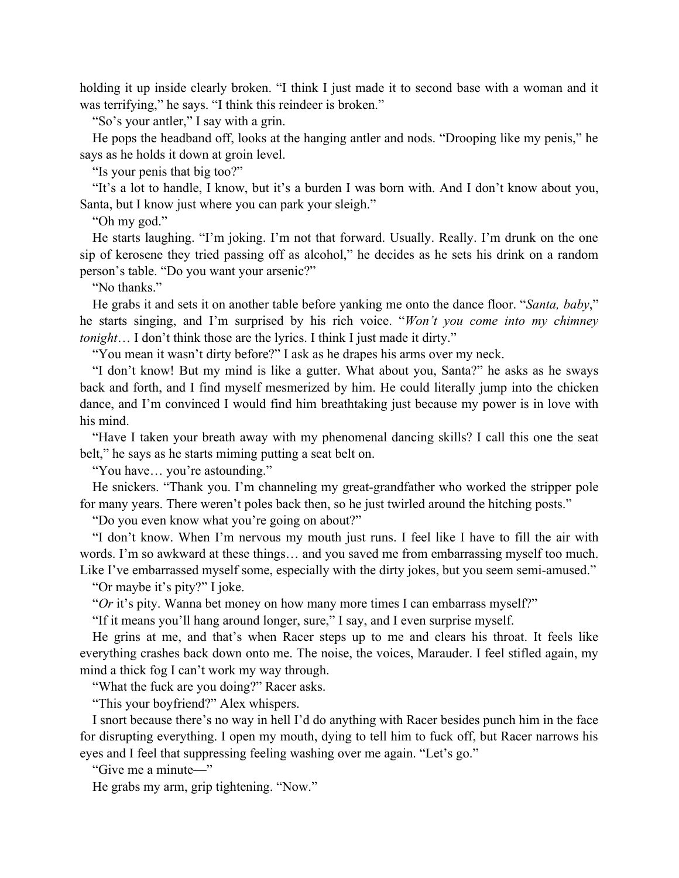holding it up inside clearly broken. "I think I just made it to second base with a woman and it was terrifying," he says. "I think this reindeer is broken."

"So's your antler," I say with a grin.

He pops the headband off, looks at the hanging antler and nods. "Drooping like my penis," he says as he holds it down at groin level.

"Is your penis that big too?"

"It's a lot to handle, I know, but it's a burden I was born with. And I don't know about you, Santa, but I know just where you can park your sleigh."

"Oh my god."

He starts laughing. "I'm joking. I'm not that forward. Usually. Really. I'm drunk on the one sip of kerosene they tried passing off as alcohol," he decides as he sets his drink on a random person's table. "Do you want your arsenic?"

"No thanks."

He grabs it and sets it on another table before yanking me onto the dance floor. "*Santa, baby*," he starts singing, and I'm surprised by his rich voice. "*Won't you come into my chimney tonight*… I don't think those are the lyrics. I think I just made it dirty."

"You mean it wasn't dirty before?" I ask as he drapes his arms over my neck.

"I don't know! But my mind is like a gutter. What about you, Santa?" he asks as he sways back and forth, and I find myself mesmerized by him. He could literally jump into the chicken dance, and I'm convinced I would find him breathtaking just because my power is in love with his mind.

"Have I taken your breath away with my phenomenal dancing skills? I call this one the seat belt," he says as he starts miming putting a seat belt on.

"You have… you're astounding."

He snickers. "Thank you. I'm channeling my great-grandfather who worked the stripper pole for many years. There weren't poles back then, so he just twirled around the hitching posts."

"Do you even know what you're going on about?"

"I don't know. When I'm nervous my mouth just runs. I feel like I have to fill the air with words. I'm so awkward at these things… and you saved me from embarrassing myself too much. Like I've embarrassed myself some, especially with the dirty jokes, but you seem semi-amused."

"Or maybe it's pity?" I joke.

"*Or* it's pity. Wanna bet money on how many more times I can embarrass myself?"

"If it means you'll hang around longer, sure," I say, and I even surprise myself.

He grins at me, and that's when Racer steps up to me and clears his throat. It feels like everything crashes back down onto me. The noise, the voices, Marauder. I feel stifled again, my mind a thick fog I can't work my way through.

"What the fuck are you doing?" Racer asks.

"This your boyfriend?" Alex whispers.

I snort because there's no way in hell I'd do anything with Racer besides punch him in the face for disrupting everything. I open my mouth, dying to tell him to fuck off, but Racer narrows his eyes and I feel that suppressing feeling washing over me again. "Let's go."

"Give me a minute—"

He grabs my arm, grip tightening. "Now."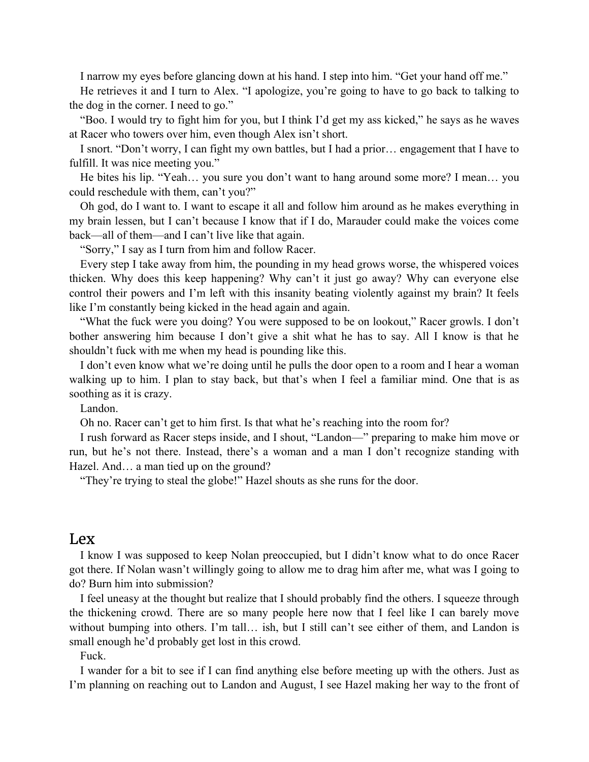I narrow my eyes before glancing down at his hand. I step into him. "Get your hand off me."

He retrieves it and I turn to Alex. "I apologize, you're going to have to go back to talking to the dog in the corner. I need to go."

"Boo. I would try to fight him for you, but I think I'd get my ass kicked," he says as he waves at Racer who towers over him, even though Alex isn't short.

I snort. "Don't worry, I can fight my own battles, but I had a prior… engagement that I have to fulfill. It was nice meeting you."

He bites his lip. "Yeah… you sure you don't want to hang around some more? I mean… you could reschedule with them, can't you?"

Oh god, do I want to. I want to escape it all and follow him around as he makes everything in my brain lessen, but I can't because I know that if I do, Marauder could make the voices come back—all of them—and I can't live like that again.

"Sorry," I say as I turn from him and follow Racer.

Every step I take away from him, the pounding in my head grows worse, the whispered voices thicken. Why does this keep happening? Why can't it just go away? Why can everyone else control their powers and I'm left with this insanity beating violently against my brain? It feels like I'm constantly being kicked in the head again and again.

"What the fuck were you doing? You were supposed to be on lookout," Racer growls. I don't bother answering him because I don't give a shit what he has to say. All I know is that he shouldn't fuck with me when my head is pounding like this.

I don't even know what we're doing until he pulls the door open to a room and I hear a woman walking up to him. I plan to stay back, but that's when I feel a familiar mind. One that is as soothing as it is crazy.

Landon.

Oh no. Racer can't get to him first. Is that what he's reaching into the room for?

I rush forward as Racer steps inside, and I shout, "Landon—" preparing to make him move or run, but he's not there. Instead, there's a woman and a man I don't recognize standing with Hazel. And… a man tied up on the ground?

"They're trying to steal the globe!" Hazel shouts as she runs for the door.

## Lex

I know I was supposed to keep Nolan preoccupied, but I didn't know what to do once Racer got there. If Nolan wasn't willingly going to allow me to drag him after me, what was I going to do? Burn him into submission?

I feel uneasy at the thought but realize that I should probably find the others. I squeeze through the thickening crowd. There are so many people here now that I feel like I can barely move without bumping into others. I'm tall… ish, but I still can't see either of them, and Landon is small enough he'd probably get lost in this crowd.

Fuck.

I wander for a bit to see if I can find anything else before meeting up with the others. Just as I'm planning on reaching out to Landon and August, I see Hazel making her way to the front of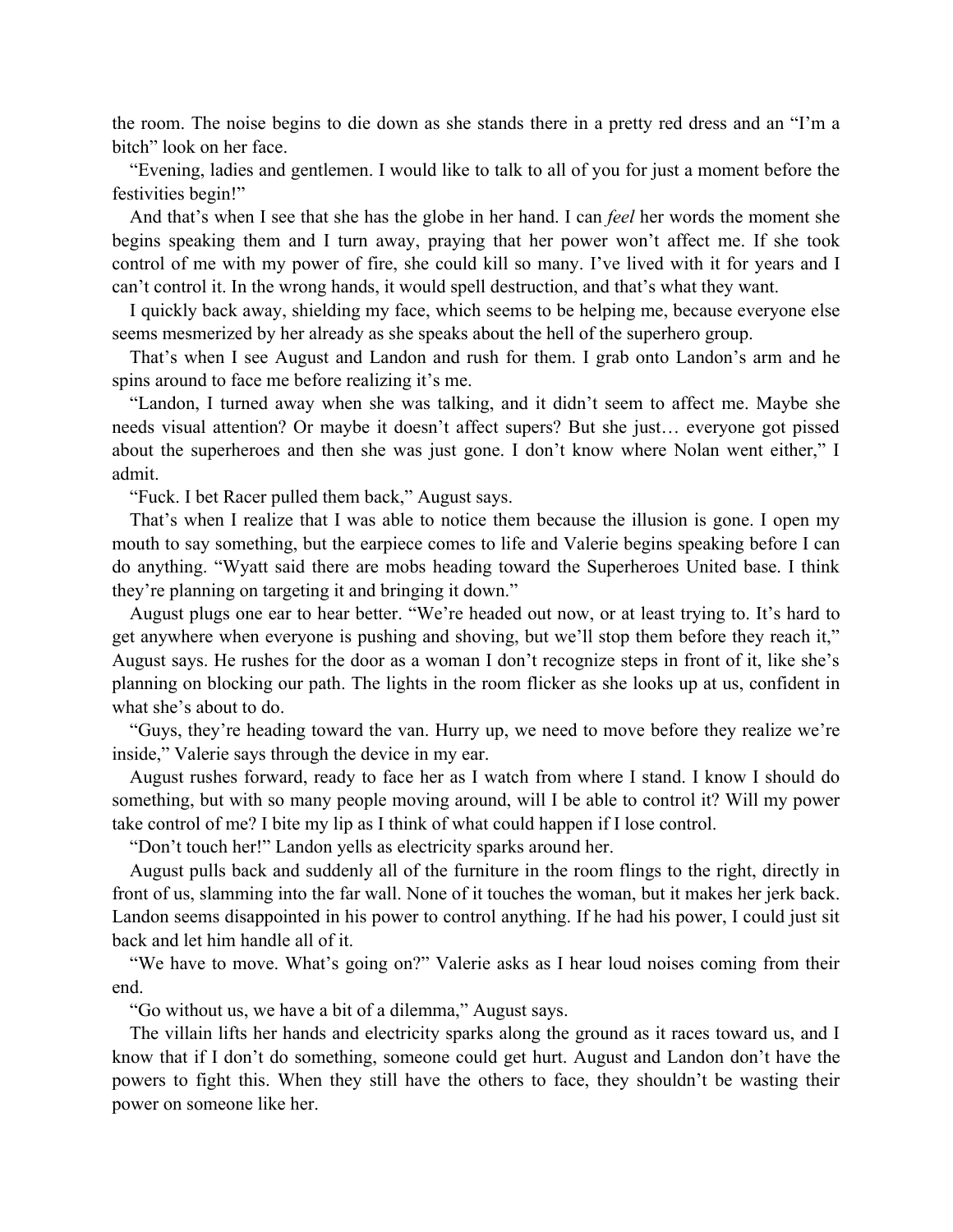the room. The noise begins to die down as she stands there in a pretty red dress and an "I'm a bitch" look on her face.

"Evening, ladies and gentlemen. I would like to talk to all of you for just a moment before the festivities begin!"

And that's when I see that she has the globe in her hand. I can *feel* her words the moment she begins speaking them and I turn away, praying that her power won't affect me. If she took control of me with my power of fire, she could kill so many. I've lived with it for years and I can't control it. In the wrong hands, it would spell destruction, and that's what they want.

I quickly back away, shielding my face, which seems to be helping me, because everyone else seems mesmerized by her already as she speaks about the hell of the superhero group.

That's when I see August and Landon and rush for them. I grab onto Landon's arm and he spins around to face me before realizing it's me.

"Landon, I turned away when she was talking, and it didn't seem to affect me. Maybe she needs visual attention? Or maybe it doesn't affect supers? But she just… everyone got pissed about the superheroes and then she was just gone. I don't know where Nolan went either," I admit.

"Fuck. I bet Racer pulled them back," August says.

That's when I realize that I was able to notice them because the illusion is gone. I open my mouth to say something, but the earpiece comes to life and Valerie begins speaking before I can do anything. "Wyatt said there are mobs heading toward the Superheroes United base. I think they're planning on targeting it and bringing it down."

August plugs one ear to hear better. "We're headed out now, or at least trying to. It's hard to get anywhere when everyone is pushing and shoving, but we'll stop them before they reach it," August says. He rushes for the door as a woman I don't recognize steps in front of it, like she's planning on blocking our path. The lights in the room flicker as she looks up at us, confident in what she's about to do.

"Guys, they're heading toward the van. Hurry up, we need to move before they realize we're inside," Valerie says through the device in my ear.

August rushes forward, ready to face her as I watch from where I stand. I know I should do something, but with so many people moving around, will I be able to control it? Will my power take control of me? I bite my lip as I think of what could happen if I lose control.

"Don't touch her!" Landon yells as electricity sparks around her.

August pulls back and suddenly all of the furniture in the room flings to the right, directly in front of us, slamming into the far wall. None of it touches the woman, but it makes her jerk back. Landon seems disappointed in his power to control anything. If he had his power, I could just sit back and let him handle all of it.

"We have to move. What's going on?" Valerie asks as I hear loud noises coming from their end.

"Go without us, we have a bit of a dilemma," August says.

The villain lifts her hands and electricity sparks along the ground as it races toward us, and I know that if I don't do something, someone could get hurt. August and Landon don't have the powers to fight this. When they still have the others to face, they shouldn't be wasting their power on someone like her.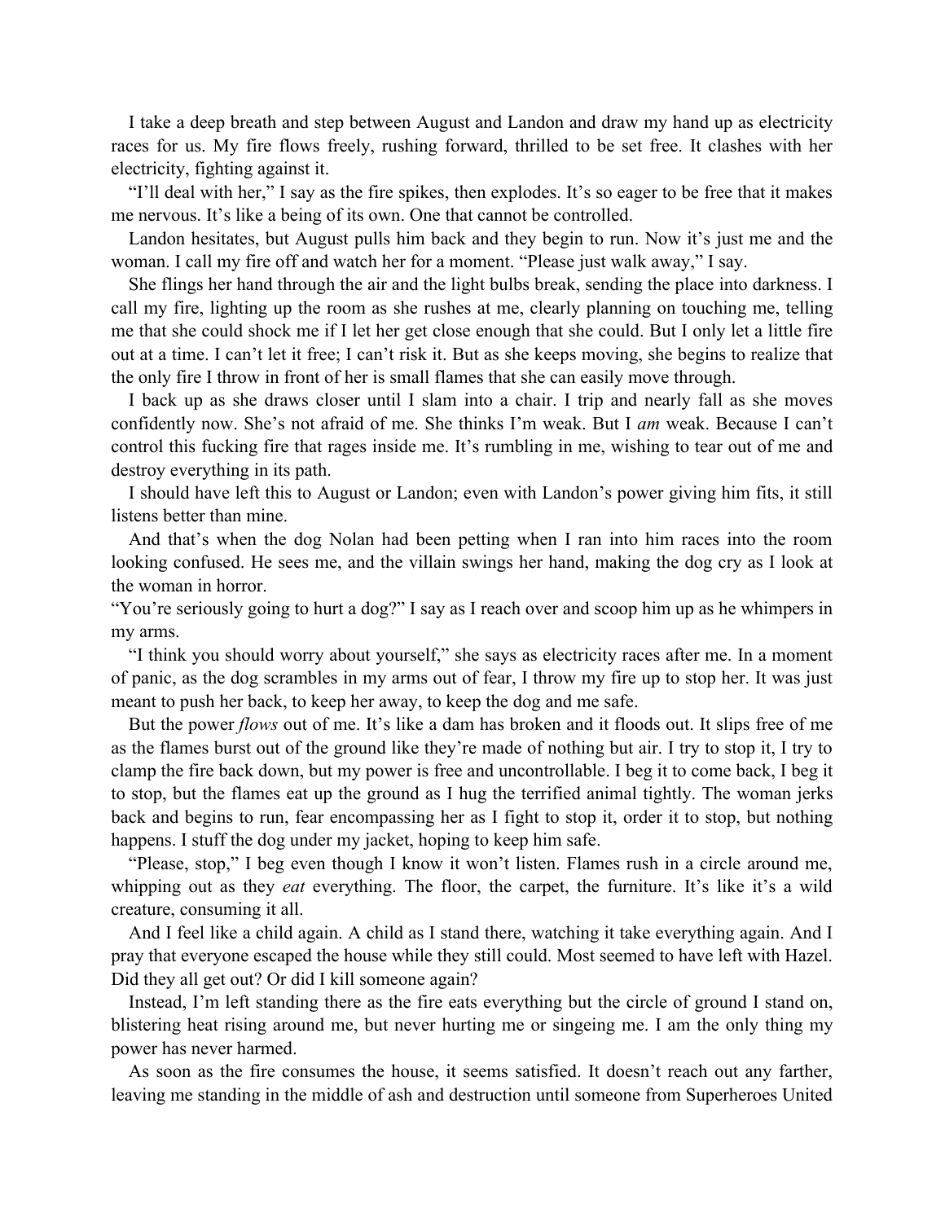I take a deep breath and step between August and Landon and draw my hand up as electricity races for us. My fire flows freely, rushing forward, thrilled to be set free. It clashes with her electricity, fighting against it.

"I'll deal with her," I say as the fire spikes, then explodes. It's so eager to be free that it makes me nervous. It's like a being of its own. One that cannot be controlled.

Landon hesitates, but August pulls him back and they begin to run. Now it's just me and the woman. I call my fire off and watch her for a moment. "Please just walk away," I say.

She flings her hand through the air and the light bulbs break, sending the place into darkness. I call my fire, lighting up the room as she rushes at me, clearly planning on touching me, telling me that she could shock me if I let her get close enough that she could. But I only let a little fire out at a time. I can't let it free; I can't risk it. But as she keeps moving, she begins to realize that the only fire I throw in front of her is small flames that she can easily move through.

I back up as she draws closer until I slam into a chair. I trip and nearly fall as she moves confidently now. She's not afraid of me. She thinks I'm weak. But I *am* weak. Because I can't control this fucking fire that rages inside me. It's rumbling in me, wishing to tear out of me and destroy everything in its path.

I should have left this to August or Landon; even with Landon's power giving him fits, it still listens better than mine.

And that's when the dog Nolan had been petting when I ran into him races into the room looking confused. He sees me, and the villain swings her hand, making the dog cry as I look at the woman in horror.

"You're seriously going to hurt a dog?" I say as I reach over and scoop him up as he whimpers in my arms.

"I think you should worry about yourself," she says as electricity races after me. In a moment of panic, as the dog scrambles in my arms out of fear, I throw my fire up to stop her. It was just meant to push her back, to keep her away, to keep the dog and me safe.

But the power *flows* out of me. It's like a dam has broken and it floods out. It slips free of me as the flames burst out of the ground like they're made of nothing but air. I try to stop it, I try to clamp the fire back down, but my power is free and uncontrollable. I beg it to come back, I beg it to stop, but the flames eat up the ground as I hug the terrified animal tightly. The woman jerks back and begins to run, fear encompassing her as I fight to stop it, order it to stop, but nothing happens. I stuff the dog under my jacket, hoping to keep him safe.

"Please, stop," I beg even though I know it won't listen. Flames rush in a circle around me, whipping out as they *eat* everything. The floor, the carpet, the furniture. It's like it's a wild creature, consuming it all.

And I feel like a child again. A child as I stand there, watching it take everything again. And I pray that everyone escaped the house while they still could. Most seemed to have left with Hazel. Did they all get out? Or did I kill someone again?

Instead, I'm left standing there as the fire eats everything but the circle of ground I stand on, blistering heat rising around me, but never hurting me or singeing me. I am the only thing my power has never harmed.

As soon as the fire consumes the house, it seems satisfied. It doesn't reach out any farther, leaving me standing in the middle of ash and destruction until someone from Superheroes United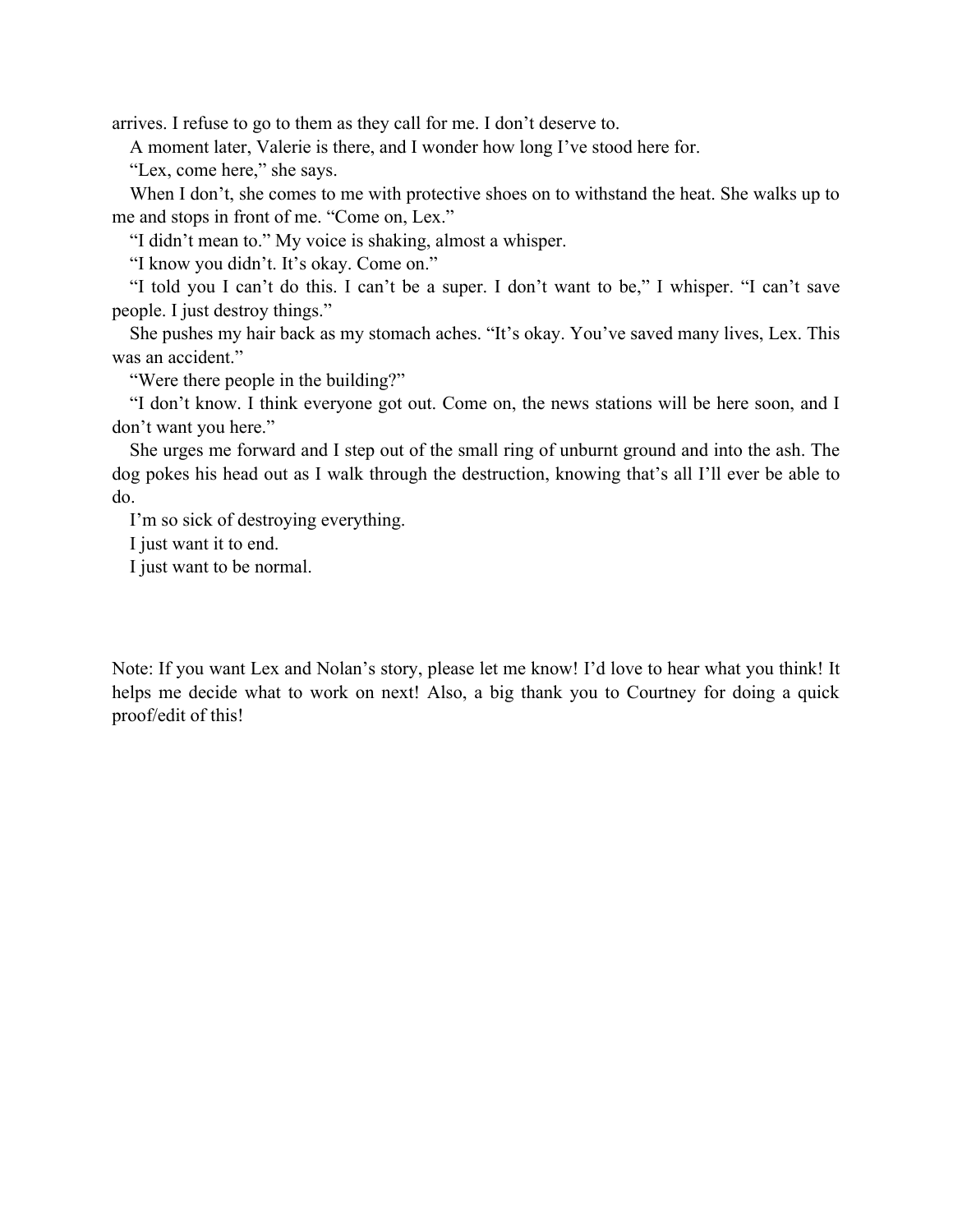arrives. I refuse to go to them as they call for me. I don't deserve to.

A moment later, Valerie is there, and I wonder how long I've stood here for.

"Lex, come here," she says.

When I don't, she comes to me with protective shoes on to withstand the heat. She walks up to me and stops in front of me. "Come on, Lex."

"I didn't mean to." My voice is shaking, almost a whisper.

"I know you didn't. It's okay. Come on."

"I told you I can't do this. I can't be a super. I don't want to be," I whisper. "I can't save people. I just destroy things."

She pushes my hair back as my stomach aches. "It's okay. You've saved many lives, Lex. This was an accident."

"Were there people in the building?"

"I don't know. I think everyone got out. Come on, the news stations will be here soon, and I don't want you here."

She urges me forward and I step out of the small ring of unburnt ground and into the ash. The dog pokes his head out as I walk through the destruction, knowing that's all I'll ever be able to do.

I'm so sick of destroying everything.

I just want it to end.

I just want to be normal.

Note: If you want Lex and Nolan's story, please let me know! I'd love to hear what you think! It helps me decide what to work on next! Also, a big thank you to Courtney for doing a quick proof/edit of this!